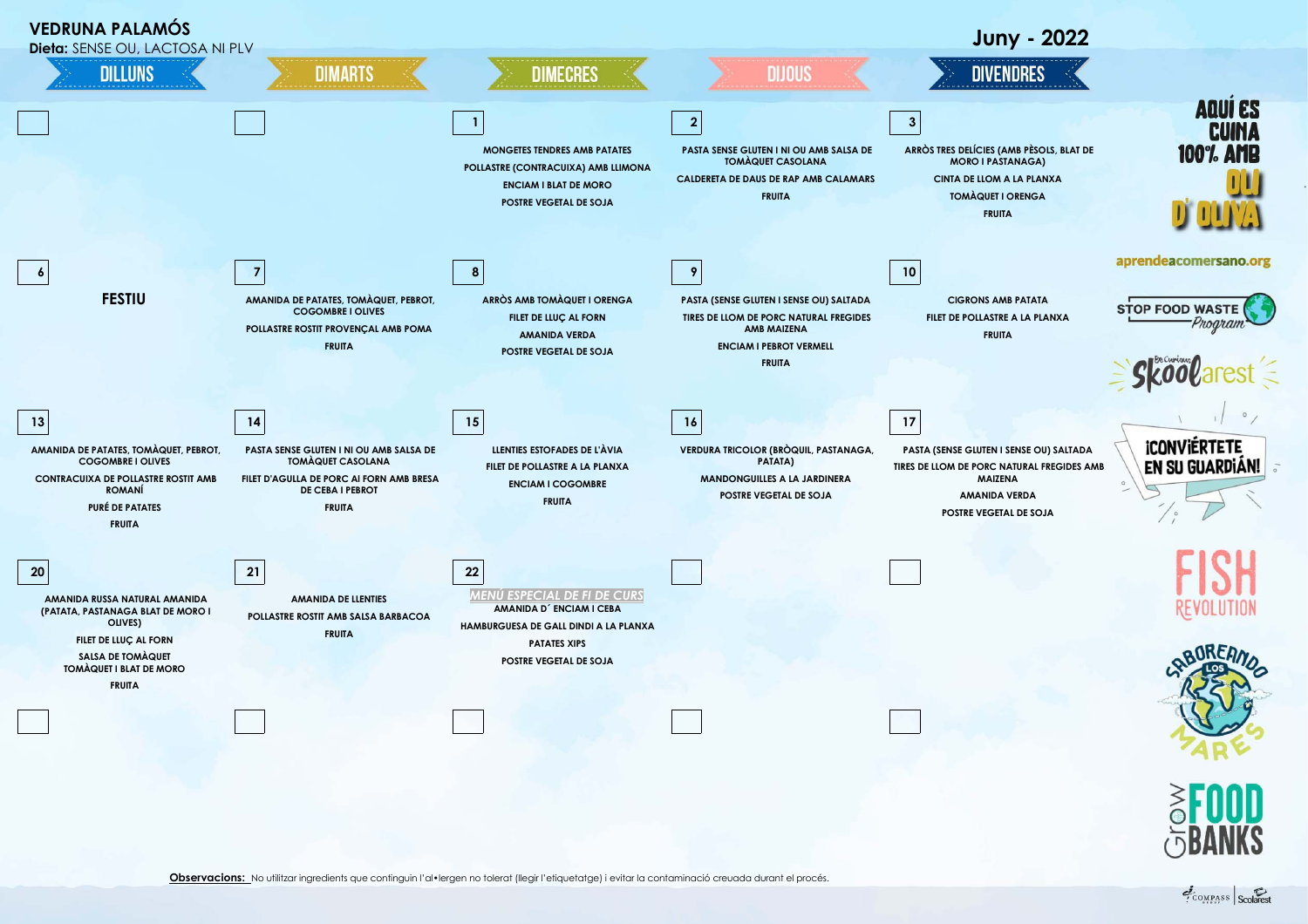# VEDRUNA PALAMÓS

**Dieta:** SENSE OU, LACTOSA NI PLV

## Juny - 2022

| DILLUNS | DIMARTS | DIMECRES | DIJOUS | DIVENDRES |
|---|---|---|---|---|
| | | **1**<br>MONGETES TENDRES AMB PATATES<br>POLLASTRE (CONTRACUIXA) AMB LLIMONA<br>ENCIAM I BLAT DE MORO<br>POSTRE VEGETAL DE SOJA | **2**<br>PASTA SENSE GLUTEN I NI OU AMB SALSA DE TOMÀQUET CASOLANA<br>CALDERETA DE DAUS DE RAP AMB CALAMARS<br>FRUITA | **3**<br>ARRÒS TRES DELÍCIES (AMB PÈSOLS, BLAT DE MORO I PASTANAGA)<br>CINTA DE LLOM A LA PLANXA<br>TOMÀQUET I ORENGA<br>FRUITA |
| **6**<br>FESTIU | **7**<br>AMANIDA DE PATATES, TOMÀQUET, PEBROT, COGOMBRE I OLIVES<br>POLLASTRE ROSTIT PROVENÇAL AMB POMA<br>FRUITA | **8**<br>ARRÒS AMB TOMÀQUET I ORENGA<br>FILET DE LLUÇ AL FORN<br>AMANIDA VERDA<br>POSTRE VEGETAL DE SOJA | **9**<br>PASTA (SENSE GLUTEN I SENSE OU) SALTADA<br>TIRES DE LLOM DE PORC NATURAL FREGIDES AMB MAIZENA<br>ENCIAM I PEBROT VERMELL<br>FRUITA | **10**<br>CIGRONS AMB PATATA<br>FILET DE POLLASTRE A LA PLANXA<br>FRUITA |
| **13**<br>AMANIDA DE PATATES, TOMÀQUET, PEBROT, COGOMBRE I OLIVES<br>CONTRACUIXA DE POLLASTRE ROSTIT AMB ROMANÍ<br>PURÉ DE PATATES<br>FRUITA | **14**<br>PASTA SENSE GLUTEN I NI OU AMB SALSA DE TOMÀQUET CASOLANA<br>FILET D'AGULLA DE PORC AL FORN AMB BRESA DE CEBA I PEBROT<br>FRUITA | **15**<br>LLENTIES ESTOFADES DE L'ÀVIA<br>FILET DE POLLASTRE A LA PLANXA<br>ENCIAM I COGOMBRE<br>FRUITA | **16**<br>VERDURA TRICOLOR (BRÒQUIL, PASTANAGA, PATATA)<br>MANDONGUILLES A LA JARDINERA<br>POSTRE VEGETAL DE SOJA | **17**<br>PASTA (SENSE GLUTEN I SENSE OU) SALTADA<br>TIRES DE LLOM DE PORC NATURAL FREGIDES AMB MAIZENA<br>AMANIDA VERDA<br>POSTRE VEGETAL DE SOJA |
| **20**<br>AMANIDA RUSSA NATURAL AMANIDA (PATATA, PASTANAGA BLAT DE MORO I OLIVES)<br>FILET DE LLUÇ AL FORN<br>SALSA DE TOMÀQUET<br>TOMÀQUET I BLAT DE MORO<br>FRUITA | **21**<br>AMANIDA DE LLENTIES<br>POLLASTRE ROSTIT AMB SALSA BARBACOA<br>FRUITA | **22**<br>*MENÚ ESPECIAL DE FI DE CURS*<br>AMANIDA D´ ENCIAM I CEBA<br>HAMBURGUESA DE GALL DINDI A LA PLANXA<br>PATATES XIPS<br>POSTRE VEGETAL DE SOJA | | |
| | | | | |

AQUÍ ES CUINA 100% AMB OLI D'OLIVA

aprendeacomersano.org

STOP FOOD WASTE Program

Skoolarest

¡CONVIÉRTETE EN SU GUARDIÁN!

FISH REVOLUTION

SABOREANDO LOS MARES

GROW FOOD BANKS

**Observacions:** No utilitzar ingredients que continguin l'al•lergen no tolerat (llegir l'etiquetatge) i evitar la contaminació creuada durant el procés.

COMPASS GROUP | Scolarest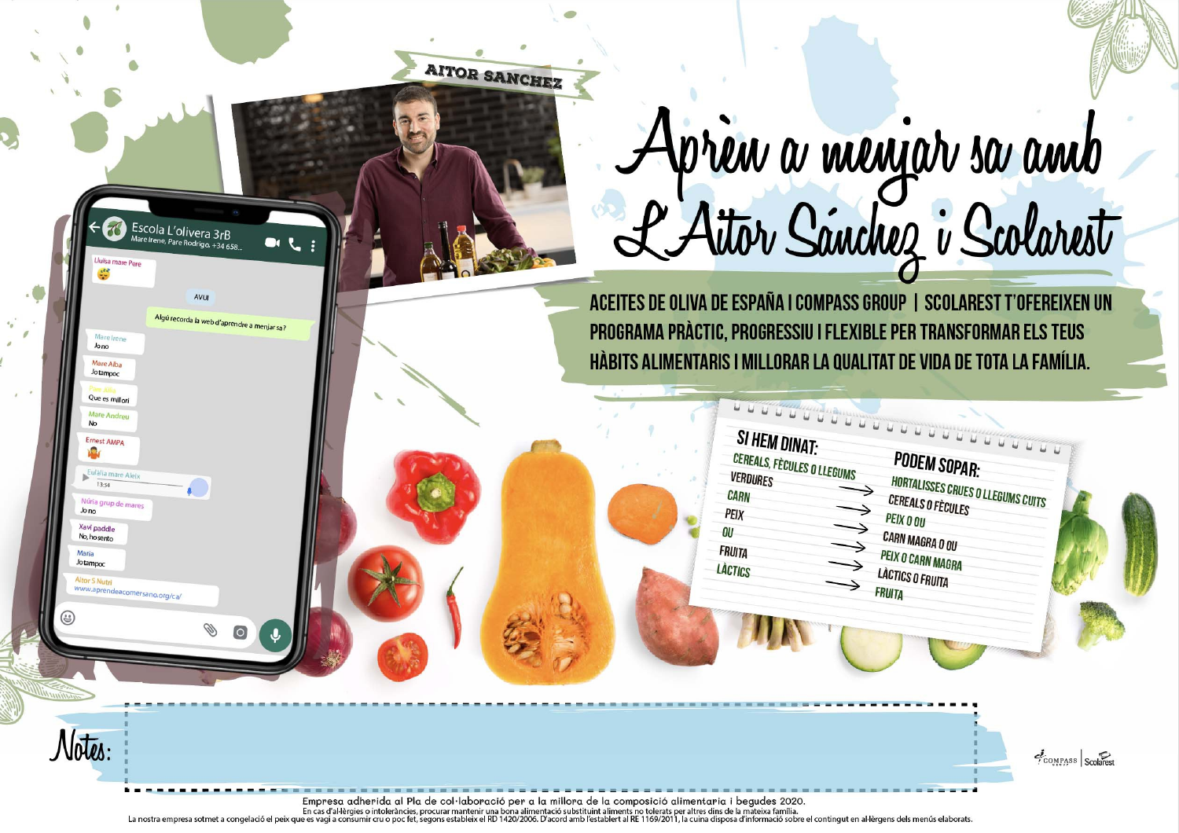# Aprèn a menjar sa amb L'Aitor Sánchez i Scolarest

AITOR SANCHEZ

**ACEITES DE OLIVA DE ESPAÑA I COMPASS GROUP | SCOLAREST T'OFEREIXEN UN PROGRAMA PRÀCTIC, PROGRESSIU I FLEXIBLE PER TRANSFORMAR ELS TEUS HÀBITS ALIMENTARIS I MILLORAR LA QUALITAT DE VIDA DE TOTA LA FAMÍLIA.**

Escola L'olivera 3rB
Mare Irene, Pare Rodrigo, +34 658...

Lluïsa mare Pere

AVUI

Algú recorda la web d'aprendre a menjar sa?

Mare Irene
Jo no

Mare Alba
Jo tampoc

Pare Jalla
Que es millori

Mare Andreu
No

Ernest AMPA

Eulàlia mare Aleix
13:54

Núria grup de mares
Jo no

Xavi paddle
No, ho sento

Maria
Jo tampoc

Aitor S Nutri
www.aprendeacomersano.org/ca/

| SI HEM DINAT: | | PODEM SOPAR: |
|---|---|---|
| CEREALS, FÈCULES O LLEGUMS | → | HORTALISSES CRUES O LLEGUMS CUITS |
| VERDURES | → | CEREALS O FÈCULES |
| CARN | → | PEIX O OU |
| PEIX | → | CARN MAGRA O OU |
| OU | → | PEIX O CARN MAGRA |
| FRUITA | → | LÀCTICS O FRUITA |
| LÀCTICS | → | FRUITA |

Notes:

COMPASS | Scolarest

Empresa adherida al Pla de col·laboració per a la millora de la composició alimentària i begudes 2020.
En cas d'al·lèrgies o intoleràncies, procurar mantenir una bona alimentació substituint aliments no tolerats per altres dins de la mateixa família.
La nostra empresa sotmet a congelació el peix que es vagi a consumir cru o poc fet, segons estableix el RD 1420/2006. D'acord amb l'establert al RE 1169/2011, la cuina disposa d'informació sobre el contingut en al·lèrgens dels menús elaborats.